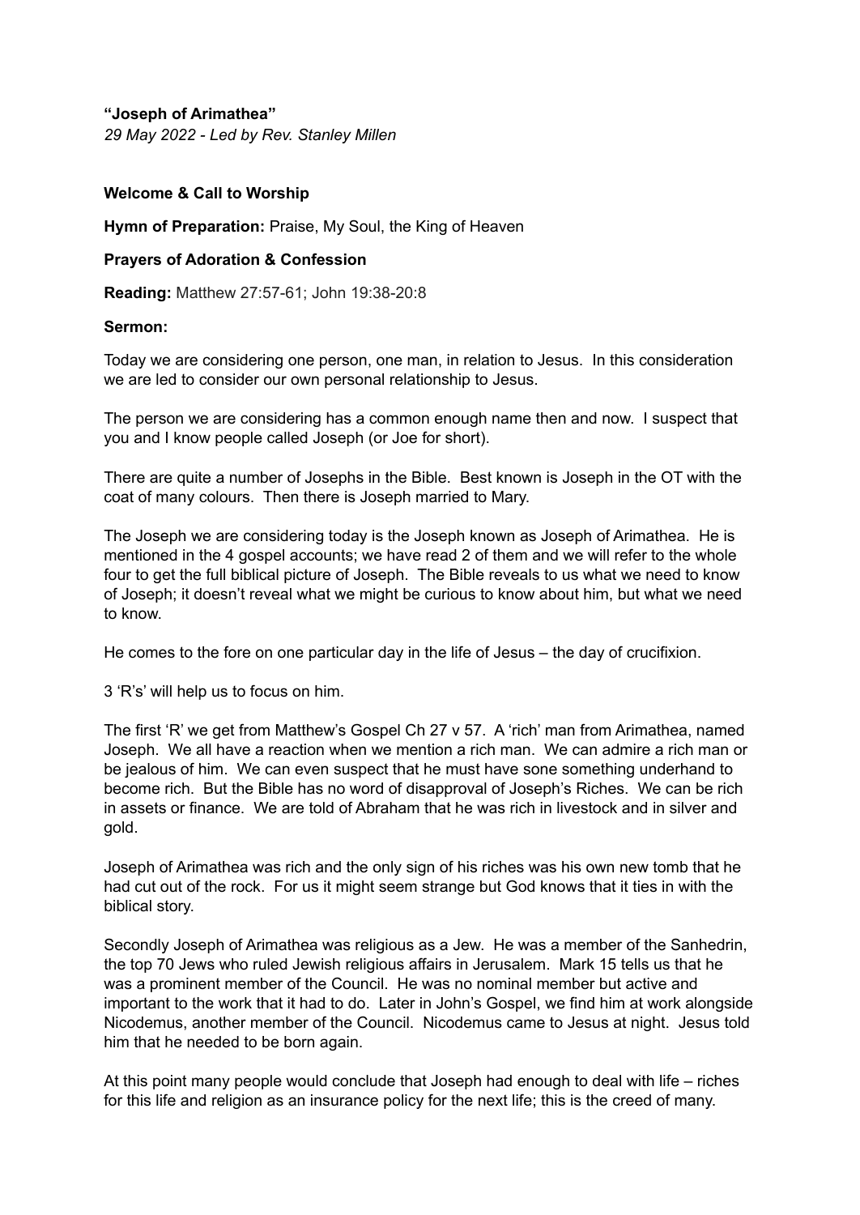**"Joseph of Arimathea"**

*29 May 2022 - Led by Rev. Stanley Millen*

**Welcome & Call to Worship**

**Hymn of Preparation:** Praise, My Soul, the King of Heaven

**Prayers of Adoration & Confession**

**Reading:** Matthew 27:57-61; John 19:38-20:8

**Sermon:**

Today we are considering one person, one man, in relation to Jesus. In this consideration we are led to consider our own personal relationship to Jesus.

The person we are considering has a common enough name then and now. I suspect that you and I know people called Joseph (or Joe for short).

There are quite a number of Josephs in the Bible. Best known is Joseph in the OT with the coat of many colours. Then there is Joseph married to Mary.

The Joseph we are considering today is the Joseph known as Joseph of Arimathea. He is mentioned in the 4 gospel accounts; we have read 2 of them and we will refer to the whole four to get the full biblical picture of Joseph. The Bible reveals to us what we need to know of Joseph; it doesn't reveal what we might be curious to know about him, but what we need to know.

He comes to the fore on one particular day in the life of Jesus – the day of crucifixion.

3 'R's' will help us to focus on him.

The first 'R' we get from Matthew's Gospel Ch 27 v 57. A 'rich' man from Arimathea, named Joseph. We all have a reaction when we mention a rich man. We can admire a rich man or be jealous of him. We can even suspect that he must have sone something underhand to become rich. But the Bible has no word of disapproval of Joseph's Riches. We can be rich in assets or finance. We are told of Abraham that he was rich in livestock and in silver and gold.

Joseph of Arimathea was rich and the only sign of his riches was his own new tomb that he had cut out of the rock. For us it might seem strange but God knows that it ties in with the biblical story.

Secondly Joseph of Arimathea was religious as a Jew. He was a member of the Sanhedrin, the top 70 Jews who ruled Jewish religious affairs in Jerusalem. Mark 15 tells us that he was a prominent member of the Council. He was no nominal member but active and important to the work that it had to do. Later in John's Gospel, we find him at work alongside Nicodemus, another member of the Council. Nicodemus came to Jesus at night. Jesus told him that he needed to be born again.

At this point many people would conclude that Joseph had enough to deal with life – riches for this life and religion as an insurance policy for the next life; this is the creed of many.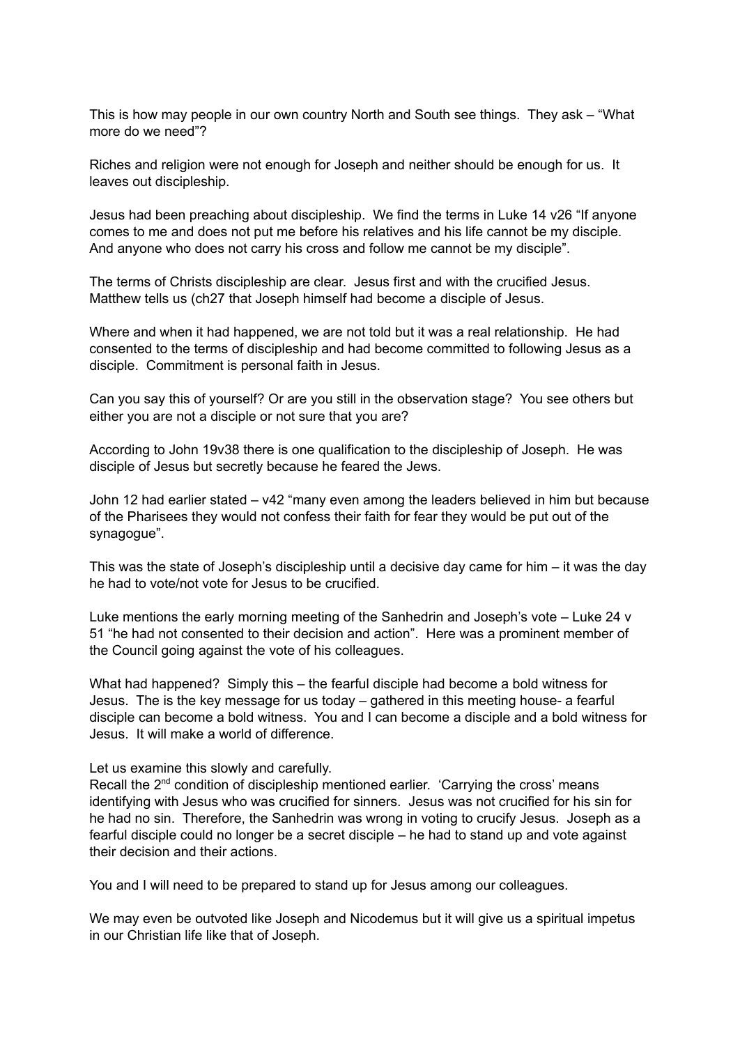This is how may people in our own country North and South see things. They ask – "What more do we need"?

Riches and religion were not enough for Joseph and neither should be enough for us. It leaves out discipleship.

Jesus had been preaching about discipleship. We find the terms in Luke 14 v26 "If anyone comes to me and does not put me before his relatives and his life cannot be my disciple. And anyone who does not carry his cross and follow me cannot be my disciple".

The terms of Christs discipleship are clear. Jesus first and with the crucified Jesus. Matthew tells us (ch27 that Joseph himself had become a disciple of Jesus.

Where and when it had happened, we are not told but it was a real relationship. He had consented to the terms of discipleship and had become committed to following Jesus as a disciple. Commitment is personal faith in Jesus.

Can you say this of yourself? Or are you still in the observation stage? You see others but either you are not a disciple or not sure that you are?

According to John 19v38 there is one qualification to the discipleship of Joseph. He was disciple of Jesus but secretly because he feared the Jews.

John 12 had earlier stated – v42 "many even among the leaders believed in him but because of the Pharisees they would not confess their faith for fear they would be put out of the synagogue".

This was the state of Joseph's discipleship until a decisive day came for him – it was the day he had to vote/not vote for Jesus to be crucified.

Luke mentions the early morning meeting of the Sanhedrin and Joseph's vote – Luke 24 v 51 "he had not consented to their decision and action". Here was a prominent member of the Council going against the vote of his colleagues.

What had happened? Simply this – the fearful disciple had become a bold witness for Jesus. The is the key message for us today – gathered in this meeting house- a fearful disciple can become a bold witness. You and I can become a disciple and a bold witness for Jesus. It will make a world of difference.

Let us examine this slowly and carefully.
Recall the 2nd condition of discipleship mentioned earlier. 'Carrying the cross' means identifying with Jesus who was crucified for sinners. Jesus was not crucified for his sin for he had no sin. Therefore, the Sanhedrin was wrong in voting to crucify Jesus. Joseph as a fearful disciple could no longer be a secret disciple – he had to stand up and vote against their decision and their actions.

You and I will need to be prepared to stand up for Jesus among our colleagues.

We may even be outvoted like Joseph and Nicodemus but it will give us a spiritual impetus in our Christian life like that of Joseph.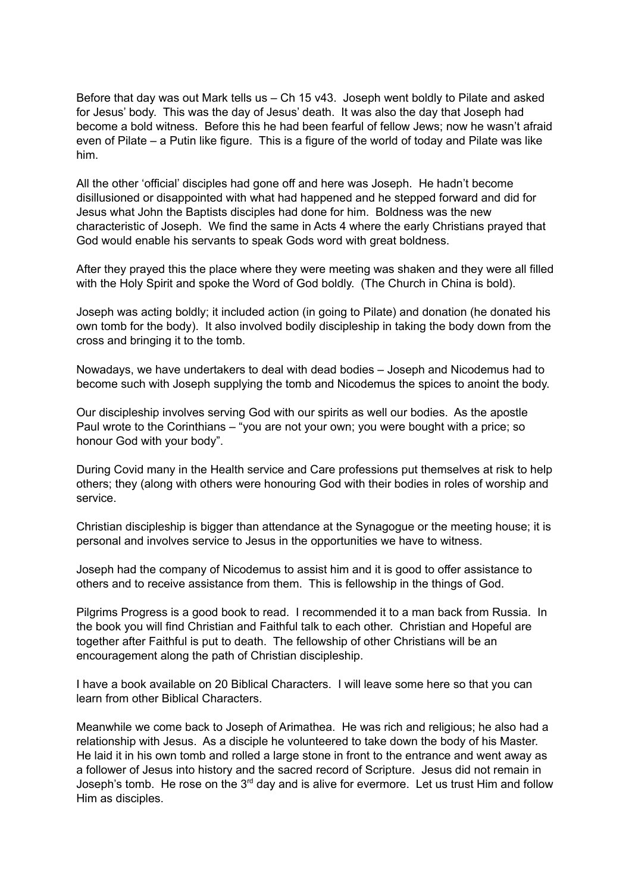Before that day was out Mark tells us – Ch 15 v43. Joseph went boldly to Pilate and asked for Jesus' body. This was the day of Jesus' death. It was also the day that Joseph had become a bold witness. Before this he had been fearful of fellow Jews; now he wasn't afraid even of Pilate – a Putin like figure. This is a figure of the world of today and Pilate was like him.

All the other 'official' disciples had gone off and here was Joseph. He hadn't become disillusioned or disappointed with what had happened and he stepped forward and did for Jesus what John the Baptists disciples had done for him. Boldness was the new characteristic of Joseph. We find the same in Acts 4 where the early Christians prayed that God would enable his servants to speak Gods word with great boldness.

After they prayed this the place where they were meeting was shaken and they were all filled with the Holy Spirit and spoke the Word of God boldly. (The Church in China is bold).

Joseph was acting boldly; it included action (in going to Pilate) and donation (he donated his own tomb for the body). It also involved bodily discipleship in taking the body down from the cross and bringing it to the tomb.

Nowadays, we have undertakers to deal with dead bodies – Joseph and Nicodemus had to become such with Joseph supplying the tomb and Nicodemus the spices to anoint the body.

Our discipleship involves serving God with our spirits as well our bodies. As the apostle Paul wrote to the Corinthians – "you are not your own; you were bought with a price; so honour God with your body".

During Covid many in the Health service and Care professions put themselves at risk to help others; they (along with others were honouring God with their bodies in roles of worship and service.

Christian discipleship is bigger than attendance at the Synagogue or the meeting house; it is personal and involves service to Jesus in the opportunities we have to witness.

Joseph had the company of Nicodemus to assist him and it is good to offer assistance to others and to receive assistance from them. This is fellowship in the things of God.

Pilgrims Progress is a good book to read. I recommended it to a man back from Russia. In the book you will find Christian and Faithful talk to each other. Christian and Hopeful are together after Faithful is put to death. The fellowship of other Christians will be an encouragement along the path of Christian discipleship.

I have a book available on 20 Biblical Characters. I will leave some here so that you can learn from other Biblical Characters.

Meanwhile we come back to Joseph of Arimathea. He was rich and religious; he also had a relationship with Jesus. As a disciple he volunteered to take down the body of his Master. He laid it in his own tomb and rolled a large stone in front to the entrance and went away as a follower of Jesus into history and the sacred record of Scripture. Jesus did not remain in Joseph's tomb. He rose on the 3rd day and is alive for evermore. Let us trust Him and follow Him as disciples.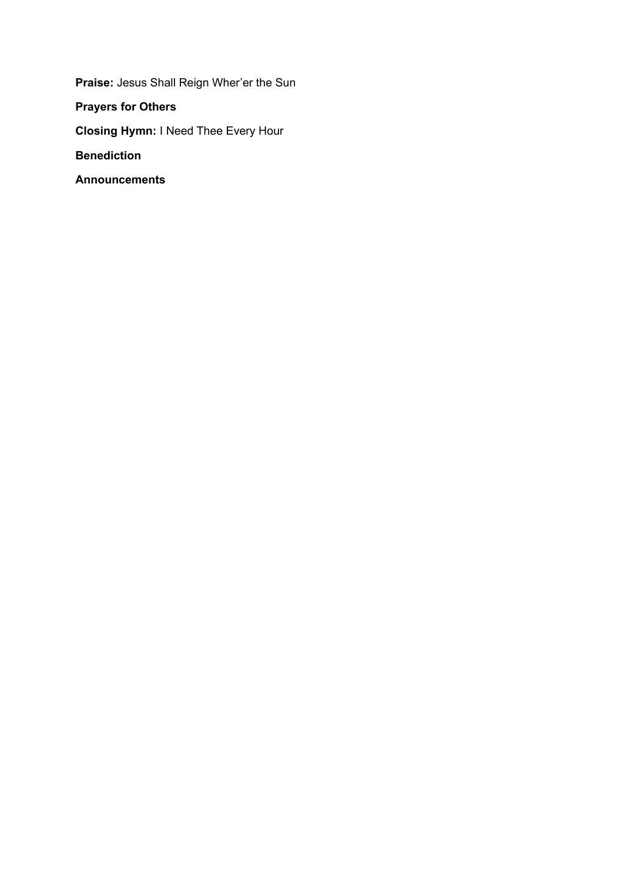**Praise:** Jesus Shall Reign Wher'er the Sun

**Prayers for Others**

**Closing Hymn:** I Need Thee Every Hour

**Benediction**

**Announcements**